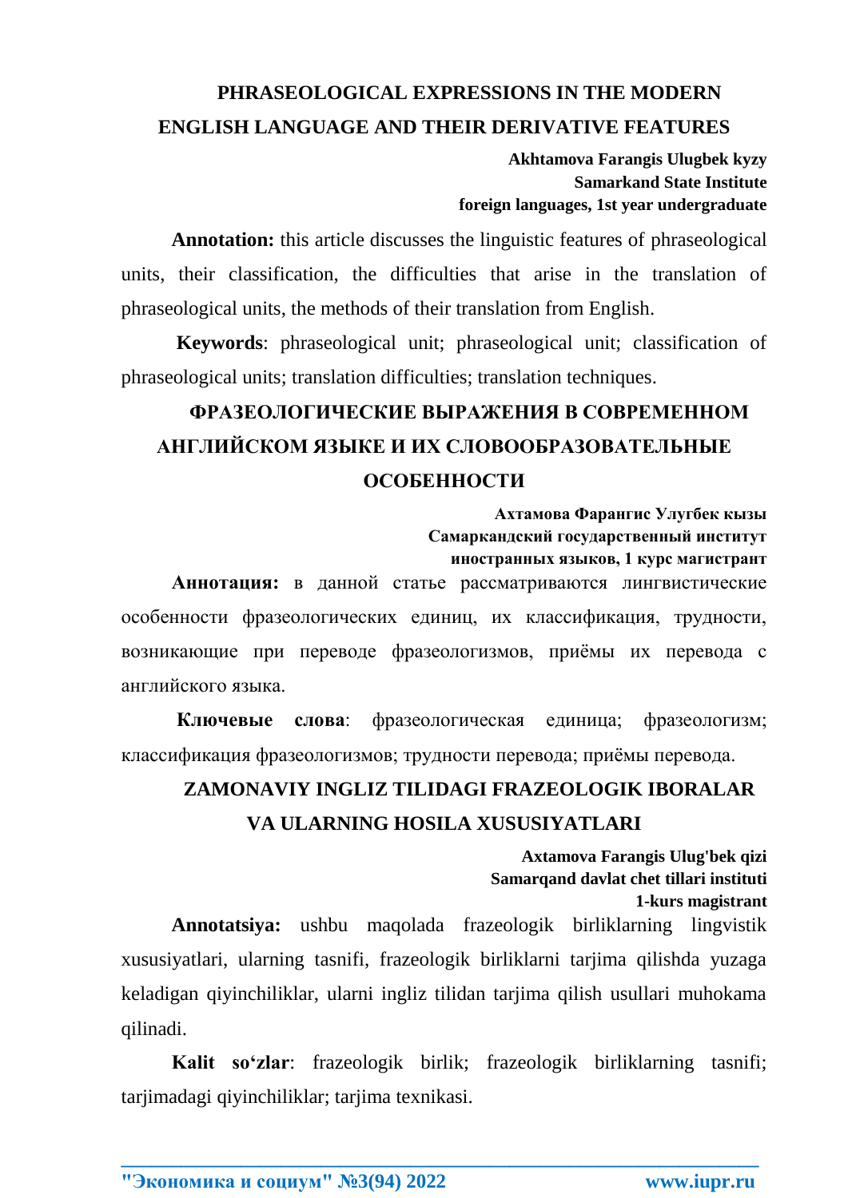# PHRASEOLOGICAL EXPRESSIONS IN THE MODERN ENGLISH LANGUAGE AND THEIR DERIVATIVE FEATURES

**Akhtamova Farangis Ulugbek kyzy**
**Samarkand State Institute**
**foreign languages, 1st year undergraduate**

**Annotation:** this article discusses the linguistic features of phraseological units, their classification, the difficulties that arise in the translation of phraseological units, the methods of their translation from English.

**Keywords**: phraseological unit; phraseological unit; classification of phraseological units; translation difficulties; translation techniques.

# ФРАЗЕОЛОГИЧЕСКИЕ ВЫРАЖЕНИЯ В СОВРЕМЕННОМ АНГЛИЙСКОМ ЯЗЫКЕ И ИХ СЛОВООБРАЗОВАТЕЛЬНЫЕ ОСОБЕННОСТИ

**Ахтамова Фарангис Улугбек кызы**
**Самаркандский государственный институт**
**иностранных языков, 1 курс магистрант**

**Аннотация:** в данной статье рассматриваются лингвистические особенности фразеологических единиц, их классификация, трудности, возникающие при переводе фразеологизмов, приёмы их перевода с английского языка.

**Ключевые слова**: фразеологическая единица; фразеологизм; классификация фразеологизмов; трудности перевода; приёмы перевода.

# ZAMONAVIY INGLIZ TILIDAGI FRAZEOLOGIK IBORALAR VA ULARNING HOSILA XUSUSIYATLARI

**Axtamova Farangis Ulug'bek qizi**
**Samarqand davlat chet tillari instituti**
**1-kurs magistrant**

**Annotatsiya:** ushbu maqolada frazeologik birliklarning lingvistik xususiyatlari, ularning tasnifi, frazeologik birliklarni tarjima qilishda yuzaga keladigan qiyinchiliklar, ularni ingliz tilidan tarjima qilish usullari muhokama qilinadi.

**Kalit so'zlar**: frazeologik birlik; frazeologik birliklarning tasnifi; tarjimadagi qiyinchiliklar; tarjima texnikasi.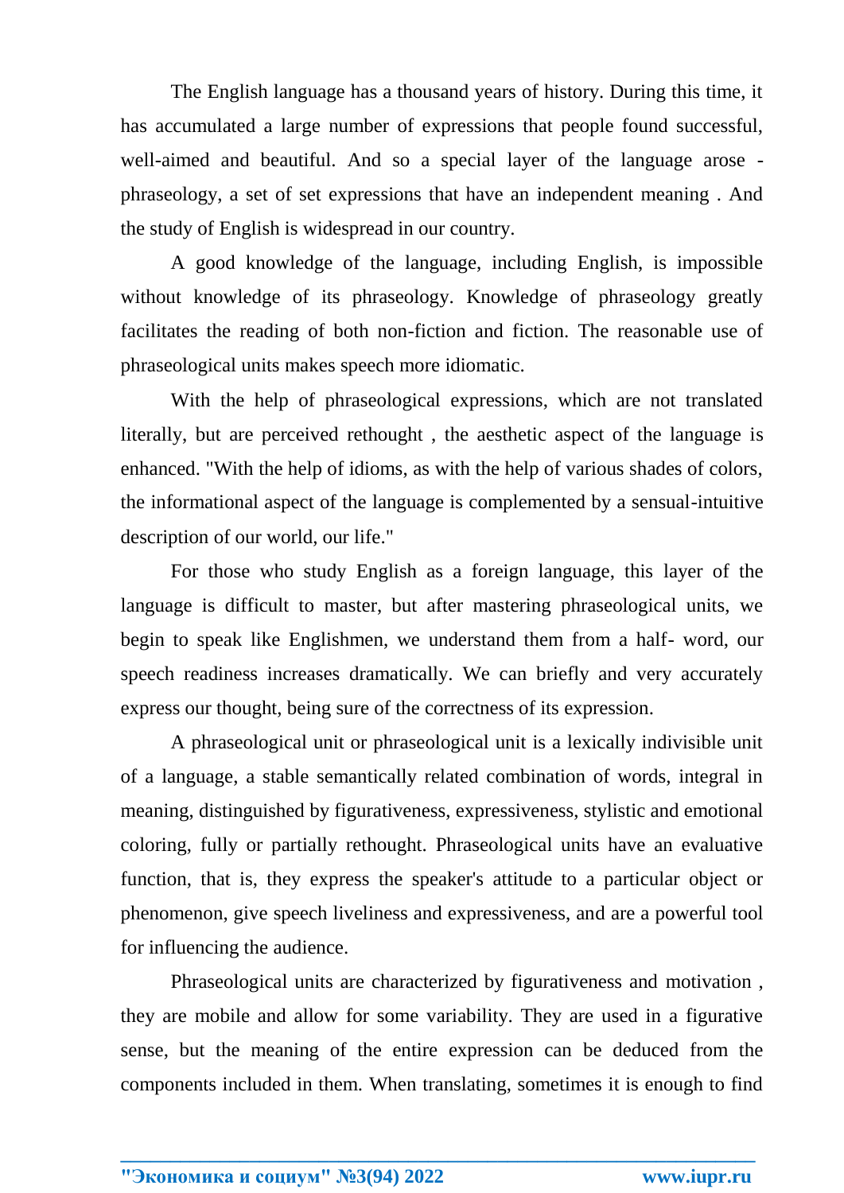The English language has a thousand years of history. During this time, it has accumulated a large number of expressions that people found successful, well-aimed and beautiful. And so a special layer of the language arose - phraseology, a set of set expressions that have an independent meaning . And the study of English is widespread in our country.

A good knowledge of the language, including English, is impossible without knowledge of its phraseology. Knowledge of phraseology greatly facilitates the reading of both non-fiction and fiction. The reasonable use of phraseological units makes speech more idiomatic.

With the help of phraseological expressions, which are not translated literally, but are perceived rethought , the aesthetic aspect of the language is enhanced. "With the help of idioms, as with the help of various shades of colors, the informational aspect of the language is complemented by a sensual-intuitive description of our world, our life."

For those who study English as a foreign language, this layer of the language is difficult to master, but after mastering phraseological units, we begin to speak like Englishmen, we understand them from a half- word, our speech readiness increases dramatically. We can briefly and very accurately express our thought, being sure of the correctness of its expression.

A phraseological unit or phraseological unit is a lexically indivisible unit of a language, a stable semantically related combination of words, integral in meaning, distinguished by figurativeness, expressiveness, stylistic and emotional coloring, fully or partially rethought. Phraseological units have an evaluative function, that is, they express the speaker's attitude to a particular object or phenomenon, give speech liveliness and expressiveness, and are a powerful tool for influencing the audience.

Phraseological units are characterized by figurativeness and motivation , they are mobile and allow for some variability. They are used in a figurative sense, but the meaning of the entire expression can be deduced from the components included in them. When translating, sometimes it is enough to find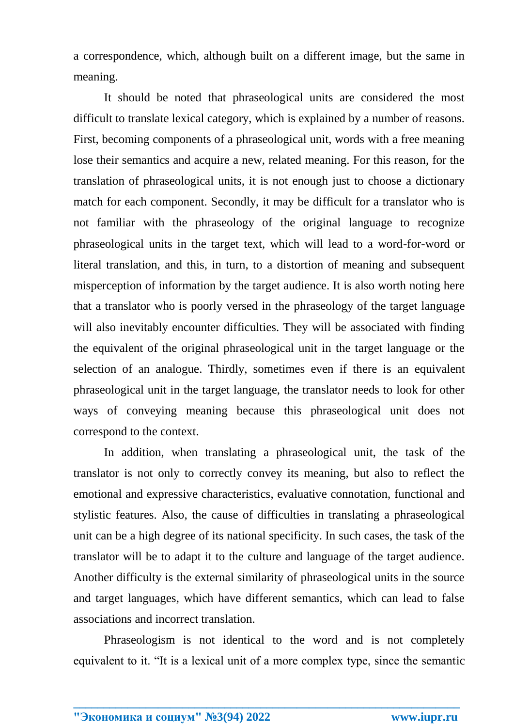a correspondence, which, although built on a different image, but the same in meaning.

It should be noted that phraseological units are considered the most difficult to translate lexical category, which is explained by a number of reasons. First, becoming components of a phraseological unit, words with a free meaning lose their semantics and acquire a new, related meaning. For this reason, for the translation of phraseological units, it is not enough just to choose a dictionary match for each component. Secondly, it may be difficult for a translator who is not familiar with the phraseology of the original language to recognize phraseological units in the target text, which will lead to a word-for-word or literal translation, and this, in turn, to a distortion of meaning and subsequent misperception of information by the target audience. It is also worth noting here that a translator who is poorly versed in the phraseology of the target language will also inevitably encounter difficulties. They will be associated with finding the equivalent of the original phraseological unit in the target language or the selection of an analogue. Thirdly, sometimes even if there is an equivalent phraseological unit in the target language, the translator needs to look for other ways of conveying meaning because this phraseological unit does not correspond to the context.

In addition, when translating a phraseological unit, the task of the translator is not only to correctly convey its meaning, but also to reflect the emotional and expressive characteristics, evaluative connotation, functional and stylistic features. Also, the cause of difficulties in translating a phraseological unit can be a high degree of its national specificity. In such cases, the task of the translator will be to adapt it to the culture and language of the target audience. Another difficulty is the external similarity of phraseological units in the source and target languages, which have different semantics, which can lead to false associations and incorrect translation.

Phraseologism is not identical to the word and is not completely equivalent to it. “It is a lexical unit of a more complex type, since the semantic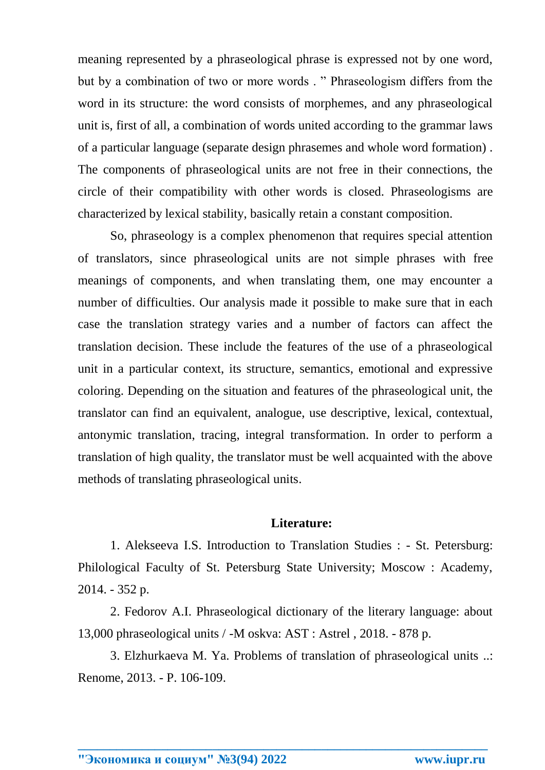meaning represented by a phraseological phrase is expressed not by one word, but by a combination of two or more words . " Phraseologism differs from the word in its structure: the word consists of morphemes, and any phraseological unit is, first of all, a combination of words united according to the grammar laws of a particular language (separate design phrasemes and whole word formation) . The components of phraseological units are not free in their connections, the circle of their compatibility with other words is closed. Phraseologisms are characterized by lexical stability, basically retain a constant composition.

So, phraseology is a complex phenomenon that requires special attention of translators, since phraseological units are not simple phrases with free meanings of components, and when translating them, one may encounter a number of difficulties. Our analysis made it possible to make sure that in each case the translation strategy varies and a number of factors can affect the translation decision. These include the features of the use of a phraseological unit in a particular context, its structure, semantics, emotional and expressive coloring. Depending on the situation and features of the phraseological unit, the translator can find an equivalent, analogue, use descriptive, lexical, contextual, antonymic translation, tracing, integral transformation. In order to perform a translation of high quality, the translator must be well acquainted with the above methods of translating phraseological units.

**Literature:**

1. Alekseeva I.S. Introduction to Translation Studies : - St. Petersburg: Philological Faculty of St. Petersburg State University; Moscow : Academy, 2014. - 352 p.

2. Fedorov A.I. Phraseological dictionary of the literary language: about 13,000 phraseological units / -M oskva: AST : Astrel , 2018. - 878 p.

3. Elzhurkaeva M. Ya. Problems of translation of phraseological units ..: Renome, 2013. - P. 106-109.